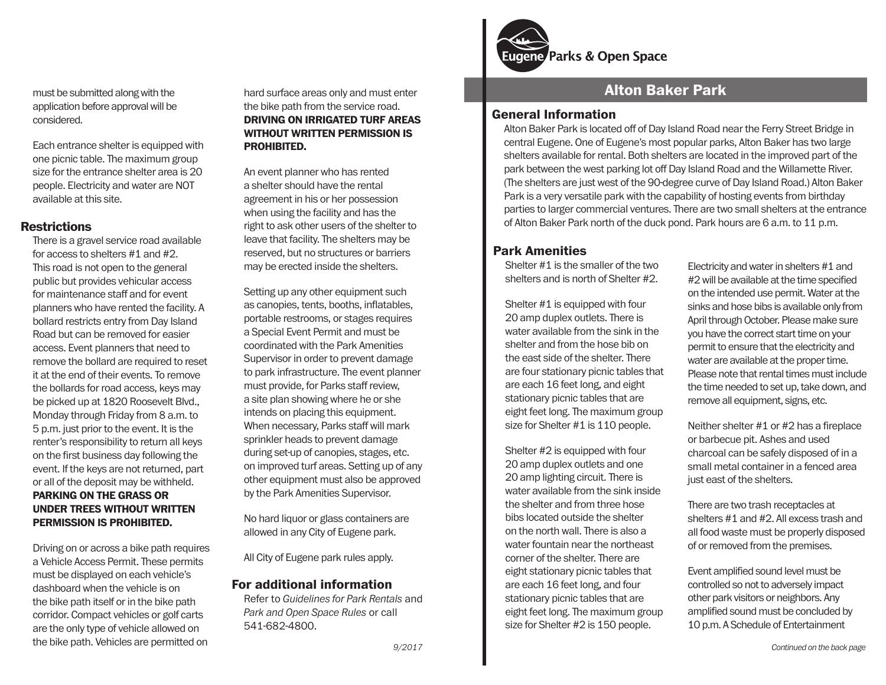Eugene Parks & Open Space

# Alton Baker Park

## General Information

Alton Baker Park is located off of Day Island Road near the Ferry Street Bridge in central Eugene. One of Eugene's most popular parks, Alton Baker has two large shelters available for rental. Both shelters are located in the improved part of the park between the west parking lot off Day Island Road and the Willamette River. (The shelters are just west of the 90-degree curve of Day Island Road.) Alton Baker Park is a very versatile park with the capability of hosting events from birthday parties to larger commercial ventures. There are two small shelters at the entrance of Alton Baker Park north of the duck pond. Park hours are 6 a.m. to 11 p.m.

## Park Amenities

Shelter #1 is the smaller of the two shelters and is north of Shelter #2.

Shelter #1 is equipped with four 20 amp duplex outlets. There is water available from the sink in the shelter and from the hose bib on the east side of the shelter. There are four stationary picnic tables that are each 16 feet long, and eight stationary picnic tables that are eight feet long. The maximum group size for Shelter #1 is 110 people.

Shelter #2 is equipped with four 20 amp duplex outlets and one 20 amp lighting circuit. There is water available from the sink inside the shelter and from three hose bibs located outside the shelter on the north wall. There is also a water fountain near the northeast corner of the shelter. There are eight stationary picnic tables that are each 16 feet long, and four stationary picnic tables that are eight feet long. The maximum group size for Shelter #2 is 150 people.

Electricity and water in shelters #1 and #2 will be available at the time specified on the intended use permit. Water at the sinks and hose bibs is available only from April through October. Please make sure you have the correct start time on your permit to ensure that the electricity and water are available at the proper time. Please note that rental times must include the time needed to set up, take down, and remove all equipment, signs, etc.

Neither shelter #1 or #2 has a fireplace or barbecue pit. Ashes and used charcoal can be safely disposed of in a small metal container in a fenced area just east of the shelters.

There are two trash receptacles at shelters #1 and #2. All excess trash and all food waste must be properly disposed of or removed from the premises.

Event amplified sound level must be controlled so not to adversely impact other park visitors or neighbors. Any amplified sound must be concluded by 10 p.m. A Schedule of Entertainment

*Continued on the back page*

must be submitted along with the application before approval will be considered.

Each entrance shelter is equipped with one picnic table. The maximum group size for the entrance shelter area is 20 people. Electricity and water are NOT available at this site.

## Restrictions

There is a gravel service road available for access to shelters #1 and #2. This road is not open to the general public but provides vehicular access for maintenance staff and for event planners who have rented the facility. A bollard restricts entry from Day Island Road but can be removed for easier access. Event planners that need to remove the bollard are required to reset it at the end of their events. To remove the bollards for road access, keys may be picked up at 1820 Roosevelt Blvd., Monday through Friday from 8 a.m. to 5 p.m. just prior to the event. It is the renter's responsibility to return all keys on the first business day following the event. If the keys are not returned, part or all of the deposit may be withheld. **PARKING ON THE GRASS OR UNDER TREES WITHOUT WRITTEN PERMISSION IS PROHIBITED.**

Driving on or across a bike path requires a Vehicle Access Permit. These permits must be displayed on each vehicle's dashboard when the vehicle is on the bike path itself or in the bike path corridor. Compact vehicles or golf carts are the only type of vehicle allowed on the bike path. Vehicles are permitted on hard surface areas only and must enter the bike path from the service road. **DRIVING ON IRRIGATED TURF AREAS WITHOUT WRITTEN PERMISSION IS PROHIBITED.**

An event planner who has rented a shelter should have the rental agreement in his or her possession when using the facility and has the right to ask other users of the shelter to leave that facility. The shelters may be reserved, but no structures or barriers may be erected inside the shelters.

Setting up any other equipment such as canopies, tents, booths, inflatables, portable restrooms, or stages requires a Special Event Permit and must be coordinated with the Park Amenities Supervisor in order to prevent damage to park infrastructure. The event planner must provide, for Parks staff review, a site plan showing where he or she intends on placing this equipment. When necessary, Parks staff will mark sprinkler heads to prevent damage during set-up of canopies, stages, etc. on improved turf areas. Setting up of any other equipment must also be approved by the Park Amenities Supervisor.

No hard liquor or glass containers are allowed in any City of Eugene park.

All City of Eugene park rules apply.

## For additional information

Refer to *Guidelines for Park Rentals* and *Park and Open Space Rules* or call 541-682-4800.

*9/2017*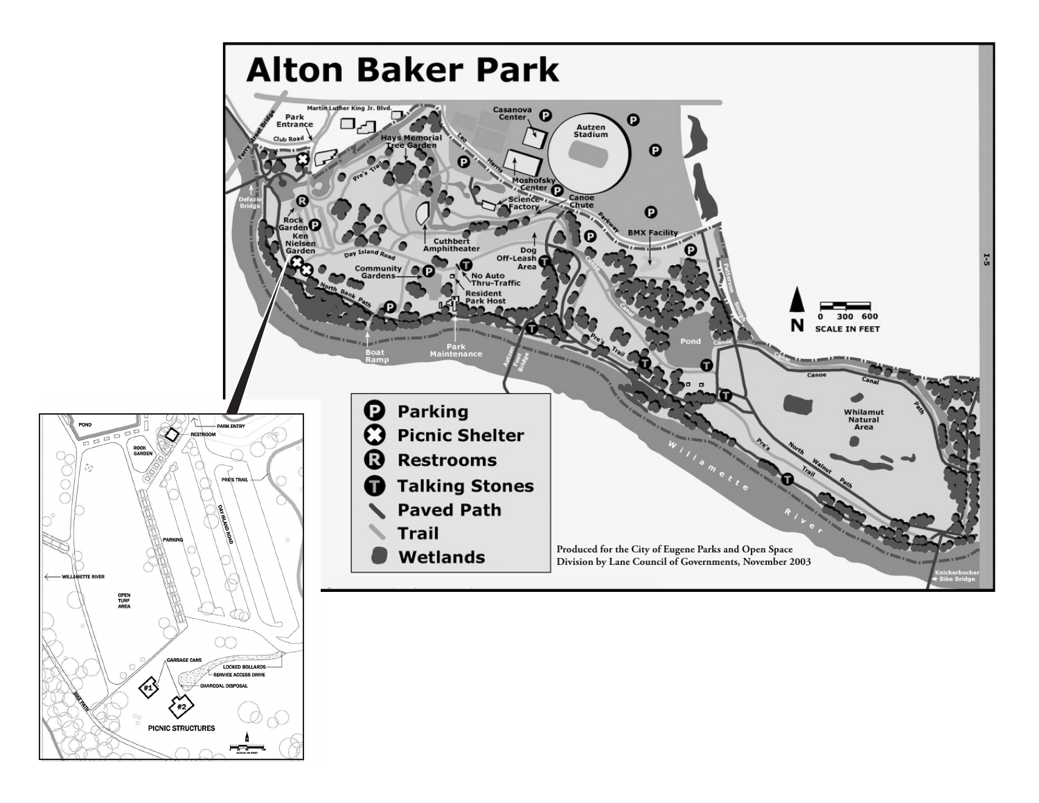# Alton Baker Park

Martin Luther King Jr. Blvd.

Park Entrance

Club Road

Ferry Street Bridge

Defazio Bridge

Hays Memorial Tree Garden

Pre's Trail

Leo Harris Parkway

Casanova Center

Autzen Stadium

Moshofsky Center

Science Factory

Canoe Chute

BMX Facility

Rock Garden

Ken Nielsen Garden

Day Island Road

Cuthbert Amphitheater

Dog Off-Leash Area

Community Gardens

No Auto Thru-Traffic

Resident Park Host

North Bank Path

Boat Ramp

Park Maintenance

Autzen Foot Bridge

Canoe Canal

Patterson Slough

Pond

Whilamut Natural Area

North Walnut Path

Willamette River

Knickerbocker Bike Bridge

I-5

N

0 300 600

SCALE IN FEET

- Parking
- Picnic Shelter
- Restrooms
- Talking Stones
- Paved Path
- Trail
- Wetlands

Produced for the City of Eugene Parks and Open Space Division by Lane Council of Governments, November 2003

POND

PARK ENTRY

RESTROOM

ROCK GARDEN

PRE'S TRAIL

DAY ISLAND ROAD

PARKING

WILLAMETTE RIVER

OPEN TURF AREA

GARBAGE CANS

LOCKED BOLLARDS

SERVICE ACCESS DRIVE

CHARCOAL DISPOSAL

#1

#2

BIKE PATH

PICNIC STRUCTURES

N

SCALE IN FEET